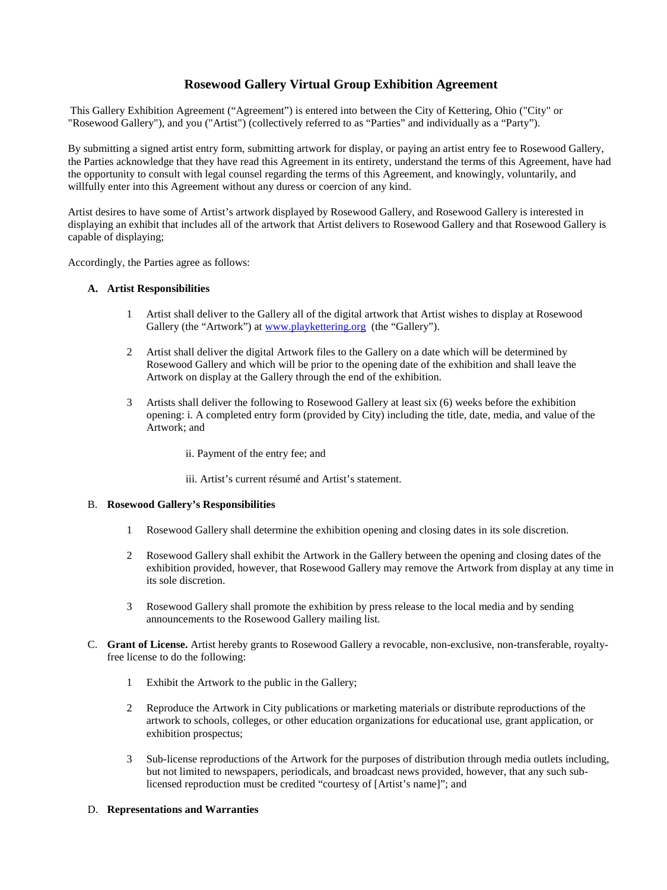# Rosewood Gallery Virtual Group Exhibition Agreement

This Gallery Exhibition Agreement ("Agreement") is entered into between the City of Kettering, Ohio ("City" or "Rosewood Gallery"), and you ("Artist") (collectively referred to as "Parties" and individually as a "Party").

By submitting a signed artist entry form, submitting artwork for display, or paying an artist entry fee to Rosewood Gallery, the Parties acknowledge that they have read this Agreement in its entirety, understand the terms of this Agreement, have had the opportunity to consult with legal counsel regarding the terms of this Agreement, and knowingly, voluntarily, and willfully enter into this Agreement without any duress or coercion of any kind.

Artist desires to have some of Artist's artwork displayed by Rosewood Gallery, and Rosewood Gallery is interested in displaying an exhibit that includes all of the artwork that Artist delivers to Rosewood Gallery and that Rosewood Gallery is capable of displaying;

Accordingly, the Parties agree as follows:

**A. Artist Responsibilities**

1. Artist shall deliver to the Gallery all of the digital artwork that Artist wishes to display at Rosewood Gallery (the "Artwork") at [www.playkettering.org](www.playkettering.org) (the "Gallery").

2. Artist shall deliver the digital Artwork files to the Gallery on a date which will be determined by Rosewood Gallery and which will be prior to the opening date of the exhibition and shall leave the Artwork on display at the Gallery through the end of the exhibition.

3. Artists shall deliver the following to Rosewood Gallery at least six (6) weeks before the exhibition opening: i. A completed entry form (provided by City) including the title, date, media, and value of the Artwork; and

   ii. Payment of the entry fee; and

   iii. Artist's current résumé and Artist's statement.

**B. Rosewood Gallery's Responsibilities**

1. Rosewood Gallery shall determine the exhibition opening and closing dates in its sole discretion.

2. Rosewood Gallery shall exhibit the Artwork in the Gallery between the opening and closing dates of the exhibition provided, however, that Rosewood Gallery may remove the Artwork from display at any time in its sole discretion.

3. Rosewood Gallery shall promote the exhibition by press release to the local media and by sending announcements to the Rosewood Gallery mailing list.

**C. Grant of License.** Artist hereby grants to Rosewood Gallery a revocable, non-exclusive, non-transferable, royalty-free license to do the following:

1. Exhibit the Artwork to the public in the Gallery;

2. Reproduce the Artwork in City publications or marketing materials or distribute reproductions of the artwork to schools, colleges, or other education organizations for educational use, grant application, or exhibition prospectus;

3. Sub-license reproductions of the Artwork for the purposes of distribution through media outlets including, but not limited to newspapers, periodicals, and broadcast news provided, however, that any such sub-licensed reproduction must be credited "courtesy of [Artist's name]"; and

**D. Representations and Warranties**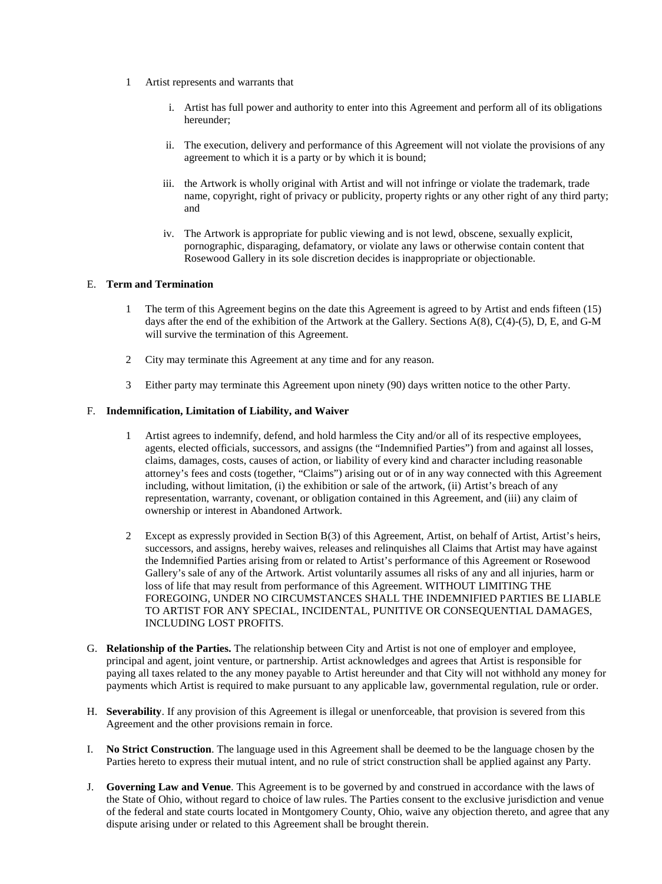1 Artist represents and warrants that

   i. Artist has full power and authority to enter into this Agreement and perform all of its obligations hereunder;

   ii. The execution, delivery and performance of this Agreement will not violate the provisions of any agreement to which it is a party or by which it is bound;

   iii. the Artwork is wholly original with Artist and will not infringe or violate the trademark, trade name, copyright, right of privacy or publicity, property rights or any other right of any third party; and

   iv. The Artwork is appropriate for public viewing and is not lewd, obscene, sexually explicit, pornographic, disparaging, defamatory, or violate any laws or otherwise contain content that Rosewood Gallery in its sole discretion decides is inappropriate or objectionable.

E. **Term and Termination**

1 The term of this Agreement begins on the date this Agreement is agreed to by Artist and ends fifteen (15) days after the end of the exhibition of the Artwork at the Gallery. Sections A(8), C(4)-(5), D, E, and G-M will survive the termination of this Agreement.

2 City may terminate this Agreement at any time and for any reason.

3 Either party may terminate this Agreement upon ninety (90) days written notice to the other Party.

F. **Indemnification, Limitation of Liability, and Waiver**

1 Artist agrees to indemnify, defend, and hold harmless the City and/or all of its respective employees, agents, elected officials, successors, and assigns (the "Indemnified Parties") from and against all losses, claims, damages, costs, causes of action, or liability of every kind and character including reasonable attorney's fees and costs (together, "Claims") arising out or of in any way connected with this Agreement including, without limitation, (i) the exhibition or sale of the artwork, (ii) Artist's breach of any representation, warranty, covenant, or obligation contained in this Agreement, and (iii) any claim of ownership or interest in Abandoned Artwork.

2 Except as expressly provided in Section B(3) of this Agreement, Artist, on behalf of Artist, Artist's heirs, successors, and assigns, hereby waives, releases and relinquishes all Claims that Artist may have against the Indemnified Parties arising from or related to Artist's performance of this Agreement or Rosewood Gallery's sale of any of the Artwork. Artist voluntarily assumes all risks of any and all injuries, harm or loss of life that may result from performance of this Agreement. WITHOUT LIMITING THE FOREGOING, UNDER NO CIRCUMSTANCES SHALL THE INDEMNIFIED PARTIES BE LIABLE TO ARTIST FOR ANY SPECIAL, INCIDENTAL, PUNITIVE OR CONSEQUENTIAL DAMAGES, INCLUDING LOST PROFITS.

G. **Relationship of the Parties.** The relationship between City and Artist is not one of employer and employee, principal and agent, joint venture, or partnership. Artist acknowledges and agrees that Artist is responsible for paying all taxes related to the any money payable to Artist hereunder and that City will not withhold any money for payments which Artist is required to make pursuant to any applicable law, governmental regulation, rule or order.

H. **Severability**. If any provision of this Agreement is illegal or unenforceable, that provision is severed from this Agreement and the other provisions remain in force.

I. **No Strict Construction**. The language used in this Agreement shall be deemed to be the language chosen by the Parties hereto to express their mutual intent, and no rule of strict construction shall be applied against any Party.

J. **Governing Law and Venue**. This Agreement is to be governed by and construed in accordance with the laws of the State of Ohio, without regard to choice of law rules. The Parties consent to the exclusive jurisdiction and venue of the federal and state courts located in Montgomery County, Ohio, waive any objection thereto, and agree that any dispute arising under or related to this Agreement shall be brought therein.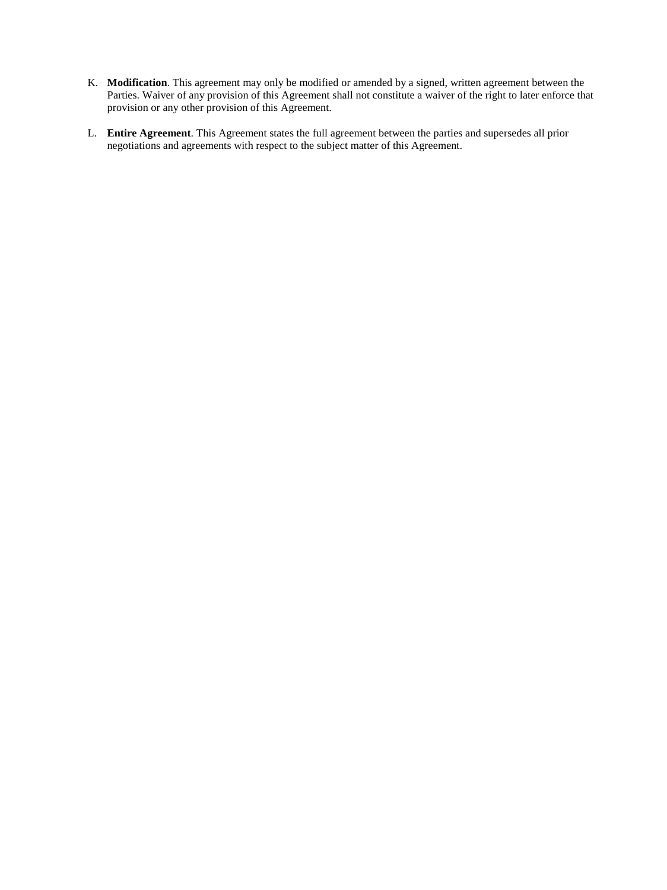K. **Modification**. This agreement may only be modified or amended by a signed, written agreement between the Parties. Waiver of any provision of this Agreement shall not constitute a waiver of the right to later enforce that provision or any other provision of this Agreement.

L. **Entire Agreement**. This Agreement states the full agreement between the parties and supersedes all prior negotiations and agreements with respect to the subject matter of this Agreement.